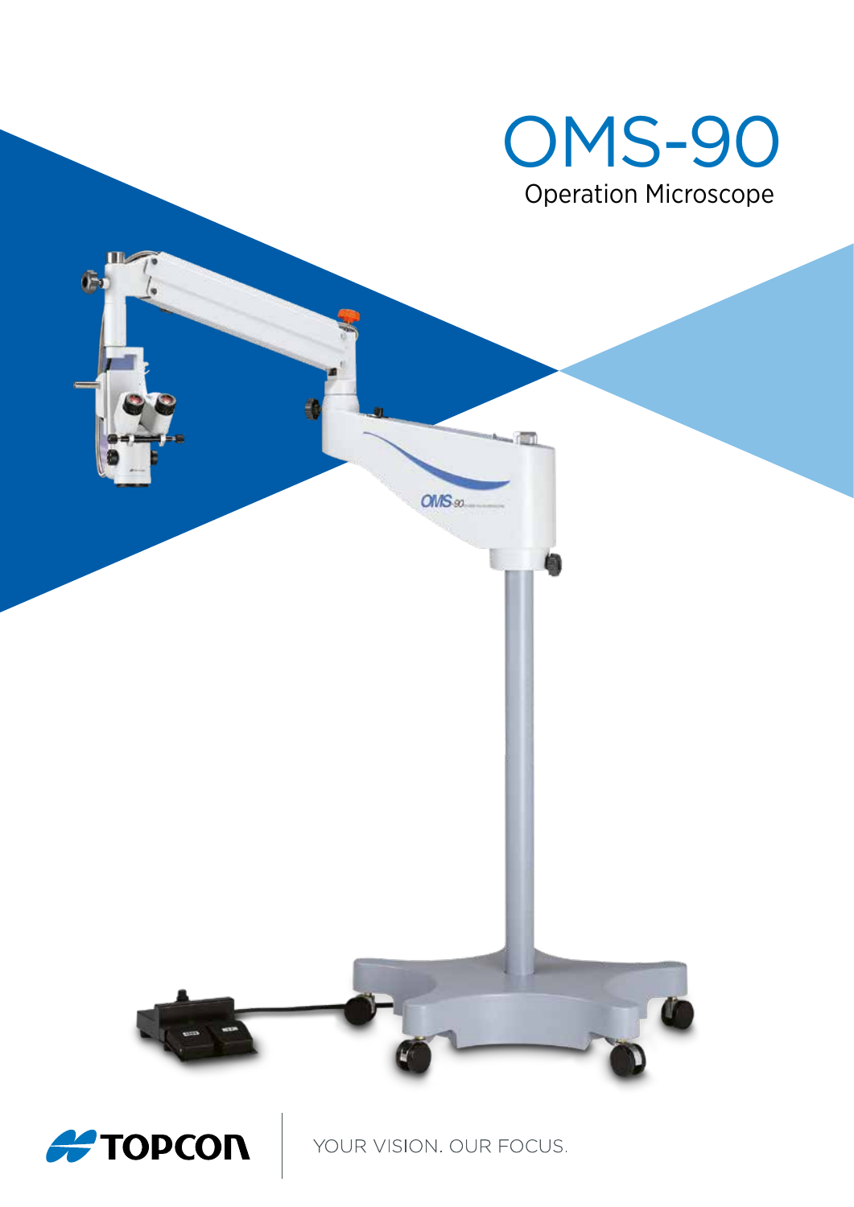# OMS-90

Operation Microscope

TOPCON

YOUR VISION. OUR FOCUS.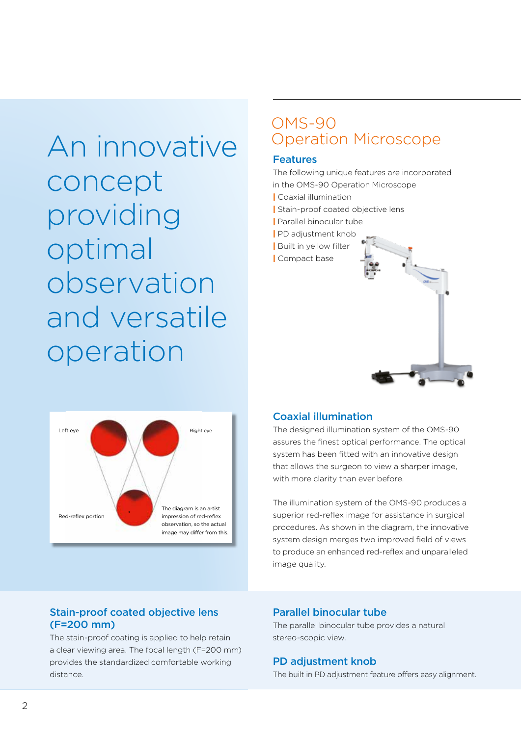# An innovative concept providing optimal observation and versatile operation

Left eye

Right eye

Red-reflex portion

The diagram is an artist impression of red-reflex observation, so the actual image may differ from this.

## OMS-90 Operation Microscope

### Features

The following unique features are incorporated in the OMS-90 Operation Microscope

- Coaxial illumination
- Stain-proof coated objective lens
- Parallel binocular tube
- PD adjustment knob
- Built in yellow filter
- Compact base

### Coaxial illumination

The designed illumination system of the OMS-90 assures the finest optical performance. The optical system has been fitted with an innovative design that allows the surgeon to view a sharper image, with more clarity than ever before.

The illumination system of the OMS-90 produces a superior red-reflex image for assistance in surgical procedures. As shown in the diagram, the innovative system design merges two improved field of views to produce an enhanced red-reflex and unparalleled image quality.

### Stain-proof coated objective lens (F=200 mm)

The stain-proof coating is applied to help retain a clear viewing area. The focal length (F=200 mm) provides the standardized comfortable working distance.

### Parallel binocular tube

The parallel binocular tube provides a natural stereo-scopic view.

### PD adjustment knob

The built in PD adjustment feature offers easy alignment.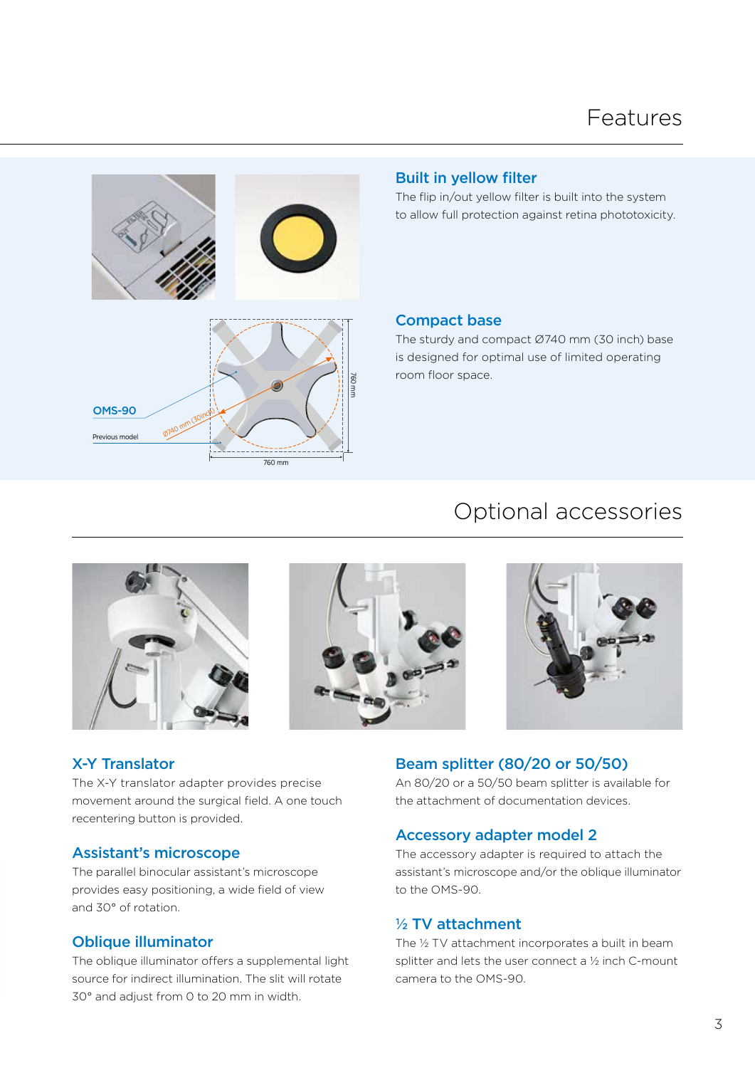# Features

### Built in yellow filter

The flip in/out yellow filter is built into the system to allow full protection against retina phototoxicity.

OMS-90

Previous model

Ø740 mm (30inch)

760 mm

760 mm

### Compact base

The sturdy and compact Ø740 mm (30 inch) base is designed for optimal use of limited operating room floor space.

# Optional accessories

### X-Y Translator

The X-Y translator adapter provides precise movement around the surgical field. A one touch recentering button is provided.

### Assistant's microscope

The parallel binocular assistant's microscope provides easy positioning, a wide field of view and 30° of rotation.

### Oblique illuminator

The oblique illuminator offers a supplemental light source for indirect illumination. The slit will rotate 30° and adjust from 0 to 20 mm in width.

### Beam splitter (80/20 or 50/50)

An 80/20 or a 50/50 beam splitter is available for the attachment of documentation devices.

### Accessory adapter model 2

The accessory adapter is required to attach the assistant's microscope and/or the oblique illuminator to the OMS-90.

### ½ TV attachment

The ½ TV attachment incorporates a built in beam splitter and lets the user connect a ½ inch C-mount camera to the OMS-90.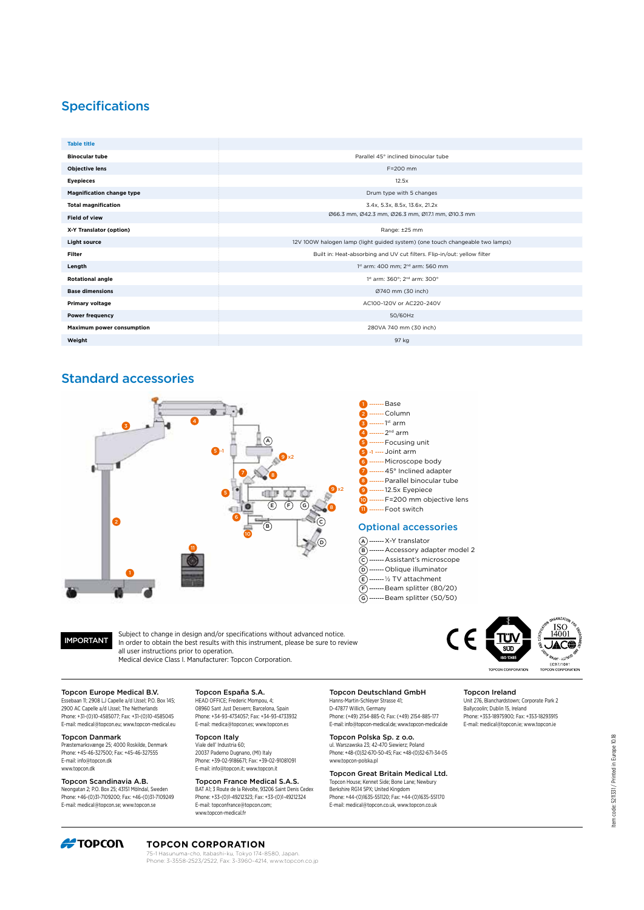## Specifications

| Table title | |
|---|---|
| **Binocular tube** | Parallel 45° inclined binocular tube |
| **Objective lens** | F=200 mm |
| **Eyepieces** | 12.5x |
| **Magnification change type** | Drum type with 5 changes |
| **Total magnification** | 3.4x, 5.3x, 8.5x, 13.6x, 21.2x |
| **Field of view** | Ø66.3 mm, Ø42.3 mm, Ø26.3 mm, Ø17.1 mm, Ø10.3 mm |
| **X-Y Translator (option)** | Range: ±25 mm |
| **Light source** | 12V 100W halogen lamp (light guided system) (one touch changeable two lamps) |
| **Filter** | Built in: Heat-absorbing and UV cut filters. Flip-in/out: yellow filter |
| **Length** | 1st arm: 400 mm; 2nd arm: 560 mm |
| **Rotational angle** | 1st arm: 360°; 2nd arm: 300° |
| **Base dimensions** | Ø740 mm (30 inch) |
| **Primary voltage** | AC100-120V or AC220-240V |
| **Power frequency** | 50/60Hz |
| **Maximum power consumption** | 280VA 740 mm (30 inch) |
| **Weight** | 97 kg |

## Standard accessories

1 ------- Base
2 ------- Column
3 ------- 1st arm
4 ------- 2nd arm
5 ------- Focusing unit
5 -1 ---- Joint arm
6 ------- Microscope body
7 ------- 45° Inclined adapter
8 ------- Parallel binocular tube
9 ------- 12.5x Eyepiece
10 ------- F=200 mm objective lens
11 ------- Foot switch

## Optional accessories

A ------- X-Y translator
B ------- Accessory adapter model 2
C ------- Assistant's microscope
D ------- Oblique illuminator
E ------- ½ TV attachment
F ------- Beam splitter (80/20)
G ------- Beam splitter (50/50)

**IMPORTANT** Subject to change in design and/or specifications without advanced notice.
In order to obtain the best results with this instrument, please be sure to review all user instructions prior to operation.
Medical device Class I. Manufacturer: Topcon Corporation.

CE | TÜV SÜD ISO 13485 TOPCON CORPORATION | ISO 14001 JACO EC97J1081 TOPCON CORPORATION

**Topcon Europe Medical B.V.**
Essebaan 11; 2908 LJ Capelle a/d IJssel; P.O. Box 145; 2900 AC Capelle a/d IJssel; The Netherlands
Phone: +31-(0)10-4585077; Fax: +31-(0)10-4585045
E-mail: medical@topcon.eu; www.topcon-medical.eu

**Topcon Danmark**
Præstemarksvænge 25; 4000 Roskilde, Denmark
Phone: +45-46-327500; Fax: +45-46-327555
E-mail: info@topcon.dk
www.topcon.dk

**Topcon Scandinavia A.B.**
Neongatan 2; P.O. Box 25; 43151 Mölndal, Sweden
Phone: +46-(0)31-7109200; Fax: +46-(0)31-7109249
E-mail: medical@topcon.se; www.topcon.se

**Topcon España S.A.**
HEAD OFFICE; Frederic Mompou, 4;
08960 Sant Just Desvern; Barcelona, Spain
Phone: +34-93-4734057; Fax: +34-93-4733932
E-mail: medica@topcon.es; www.topcon.es

**Topcon Italy**
Viale dell' Industria 60;
20037 Paderno Dugnano, (MI) Italy
Phone: +39-02-9186671; Fax: +39-02-91081091
E-mail: info@topcon.it; www.topcon.it

**Topcon France Medical S.A.S.**
BAT A1; 3 Route de la Révolte, 93206 Saint Denis Cedex
Phone: +33-(0)1-49212323; Fax: +33-(0)1-49212324
E-mail: topconfrance@topcon.com;
www.topcon-medical.fr

**Topcon Deutschland GmbH**
Hanns-Martin-Schleyer Strasse 41;
D-47877 Willich, Germany
Phone: (+49) 2154-885-0; Fax: (+49) 2154-885-177
E-mail: info@topcon-medical.de; www.topcon-medical.de

**Topcon Polska Sp. z o.o.**
ul. Warszawska 23; 42-470 Siewierz; Poland
Phone: +48-(0)32-670-50-45; Fax: +48-(0)32-671-34-05
www.topcon-polska.pl

**Topcon Great Britain Medical Ltd.**
Topcon House; Kennet Side; Bone Lane; Newbury
Berkshire RG14 5PX; United Kingdom
Phone: +44-(0)1635-551120; Fax: +44-(0)1635-551170
E-mail: medical@topcon.co.uk, www.topcon.co.uk

**Topcon Ireland**
Unit 276, Blanchardstown; Corporate Park 2
Ballycoolin; Dublin 15, Ireland
Phone: +353-18975900; Fax: +353-18293915
E-mail: medical@topcon.ie; www.topcon.ie

Item code: 5211331 / Printed in Europe 10.18

**TOPCON**

**TOPCON CORPORATION**
75-1 Hasunuma-cho, Itabashi-ku, Tokyo 174-8580, Japan.
Phone: 3-3558-2523/2522, Fax: 3-3960-4214, www.topcon.co.jp